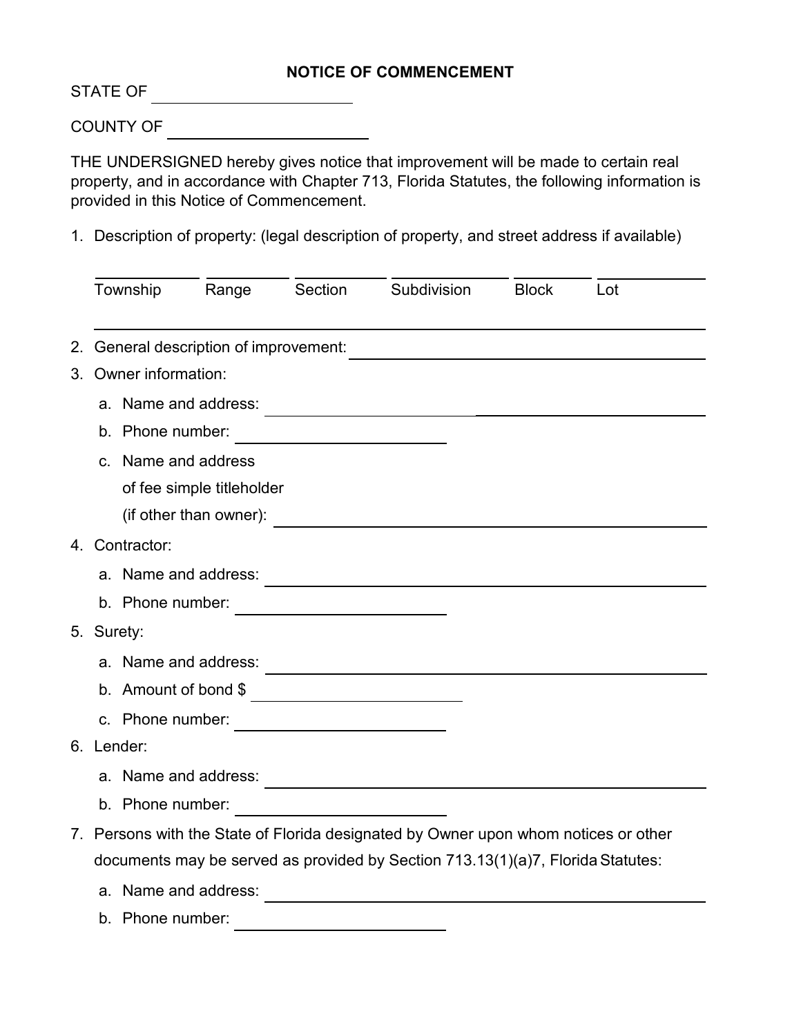# NOTICE OF COMMENCEMENT

STATE OF ______________________

COUNTY OF ______________________

THE UNDERSIGNED hereby gives notice that improvement will be made to certain real property, and in accordance with Chapter 713, Florida Statutes, the following information is provided in this Notice of Commencement.

1. Description of property: (legal description of property, and street address if available)

   | Township | Range | Section | Subdivision | Block | Lot |
   |---|---|---|---|---|---|
   | | | | | | |

   ______________________________________________

2. General description of improvement: ______________________

3. Owner information:
   a. Name and address: ______________________
   b. Phone number: ______________________
   c. Name and address of fee simple titleholder (if other than owner): ______________________

4. Contractor:
   a. Name and address: ______________________
   b. Phone number: ______________________

5. Surety:
   a. Name and address: ______________________
   b. Amount of bond $ ______________________
   c. Phone number: ______________________

6. Lender:
   a. Name and address: ______________________
   b. Phone number: ______________________

7. Persons with the State of Florida designated by Owner upon whom notices or other documents may be served as provided by Section 713.13(1)(a)7, Florida Statutes:
   a. Name and address: ______________________
   b. Phone number: ______________________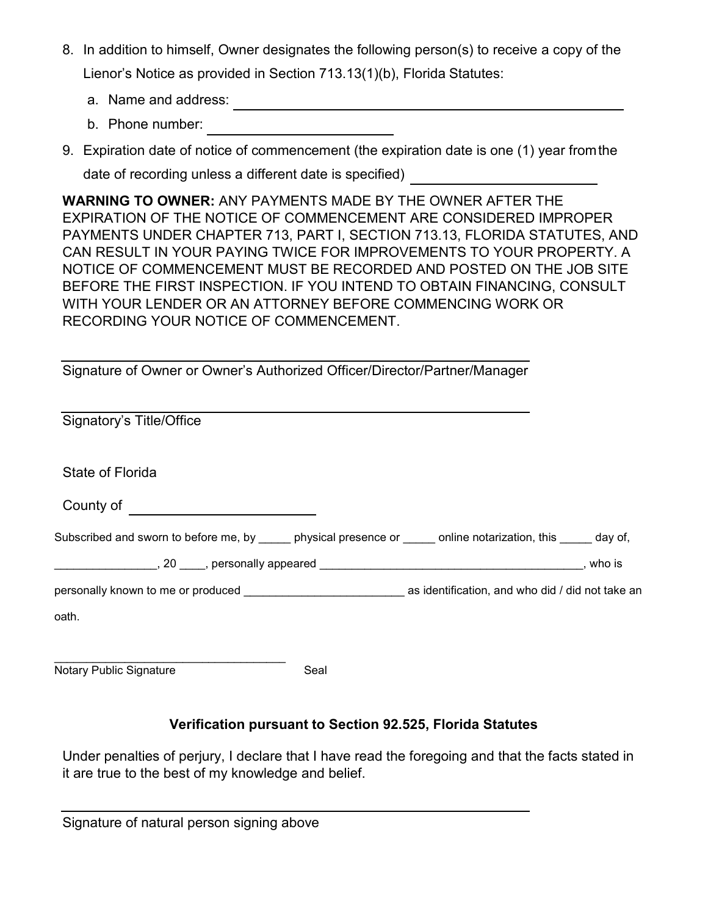8. In addition to himself, Owner designates the following person(s) to receive a copy of the Lienor's Notice as provided in Section 713.13(1)(b), Florida Statutes:

   a. Name and address: ______________________________________________

   b. Phone number: ________________________

9. Expiration date of notice of commencement (the expiration date is one (1) year from the date of recording unless a different date is specified) ________________________

**WARNING TO OWNER:** ANY PAYMENTS MADE BY THE OWNER AFTER THE EXPIRATION OF THE NOTICE OF COMMENCEMENT ARE CONSIDERED IMPROPER PAYMENTS UNDER CHAPTER 713, PART I, SECTION 713.13, FLORIDA STATUTES, AND CAN RESULT IN YOUR PAYING TWICE FOR IMPROVEMENTS TO YOUR PROPERTY. A NOTICE OF COMMENCEMENT MUST BE RECORDED AND POSTED ON THE JOB SITE BEFORE THE FIRST INSPECTION. IF YOU INTEND TO OBTAIN FINANCING, CONSULT WITH YOUR LENDER OR AN ATTORNEY BEFORE COMMENCING WORK OR RECORDING YOUR NOTICE OF COMMENCEMENT.

______________________________________________________________
Signature of Owner or Owner's Authorized Officer/Director/Partner/Manager

______________________________________________________________
Signatory's Title/Office

State of Florida

County of ________________________

Subscribed and sworn to before me, by _____ physical presence or _____ online notarization, this _____ day of, ________________, 20 ____, personally appeared __________________________________________, who is personally known to me or produced _________________________ as identification, and who did / did not take an oath.

__________________________________
Notary Public Signature Seal

**Verification pursuant to Section 92.525, Florida Statutes**

Under penalties of perjury, I declare that I have read the foregoing and that the facts stated in it are true to the best of my knowledge and belief.

______________________________________________________________
Signature of natural person signing above